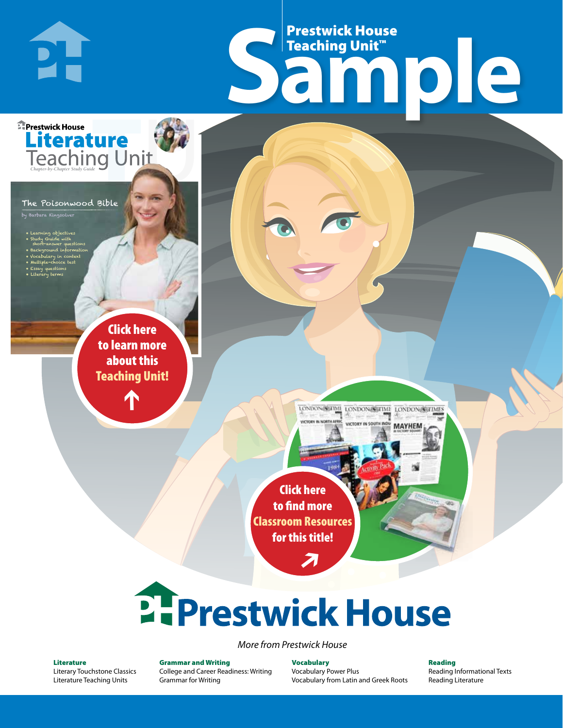# Prestwick House Teaching Unit™ Sample

Prestwick House

**Literature** Teaching Unit

*Chapter-by-Chapter Study Guide*

The Poisonwood Bible

by Barbara Kingsolver

- Learning objectives
- Study Guide with short-answer questions
- Background information
- Vocabulary in context
- Multiple-choice test
- Essay questions
- Literary terms

**Click here to learn more about this Teaching Unit!**

**Click here to find more Classroom Resources for this title!**

# Prestwick House

*More from Prestwick House*

**Literature**
Literary Touchstone Classics
Literature Teaching Units

**Grammar and Writing**
College and Career Readiness: Writing
Grammar for Writing

**Vocabulary**
Vocabulary Power Plus
Vocabulary from Latin and Greek Roots

**Reading**
Reading Informational Texts
Reading Literature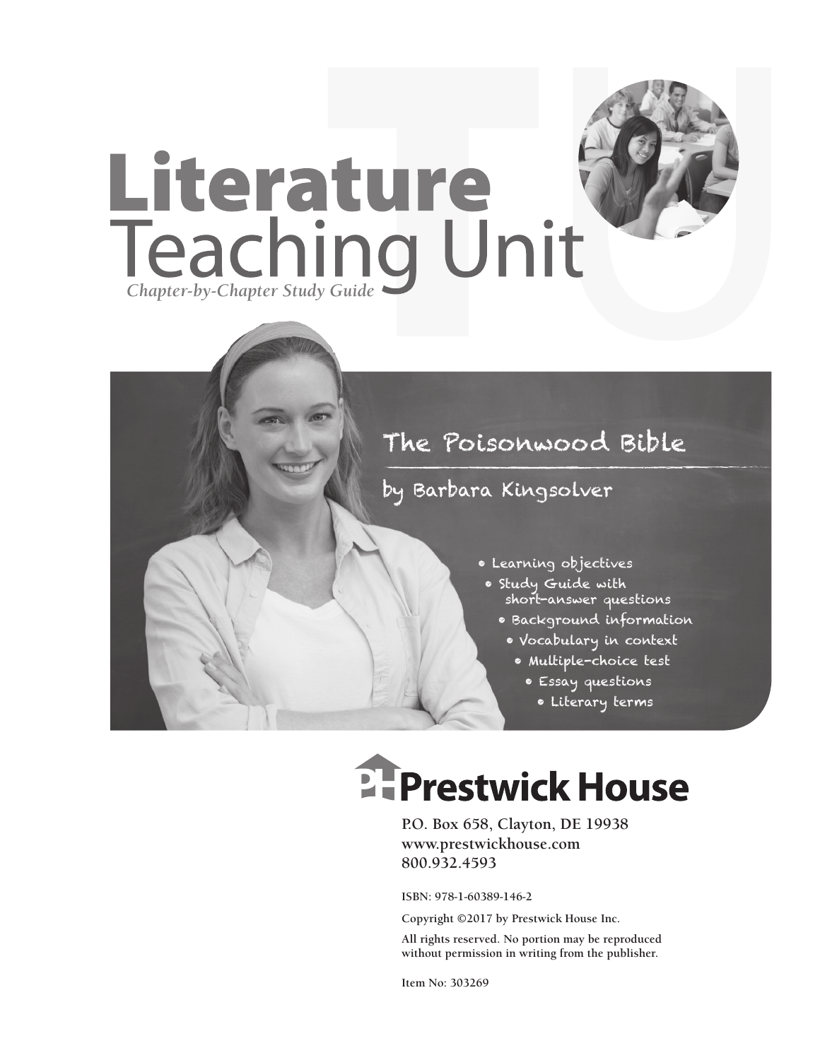# Literature Teaching Unit

*Chapter-by-Chapter Study Guide*

## The Poisonwood Bible

### by Barbara Kingsolver

- Learning objectives
- Study Guide with short-answer questions
- Background information
- Vocabulary in context
- Multiple-choice test
- Essay questions
- Literary terms

**Prestwick House**

P.O. Box 658, Clayton, DE 19938
www.prestwickhouse.com
800.932.4593

ISBN: 978-1-60389-146-2

Copyright ©2017 by Prestwick House Inc.

All rights reserved. No portion may be reproduced without permission in writing from the publisher.

Item No: 303269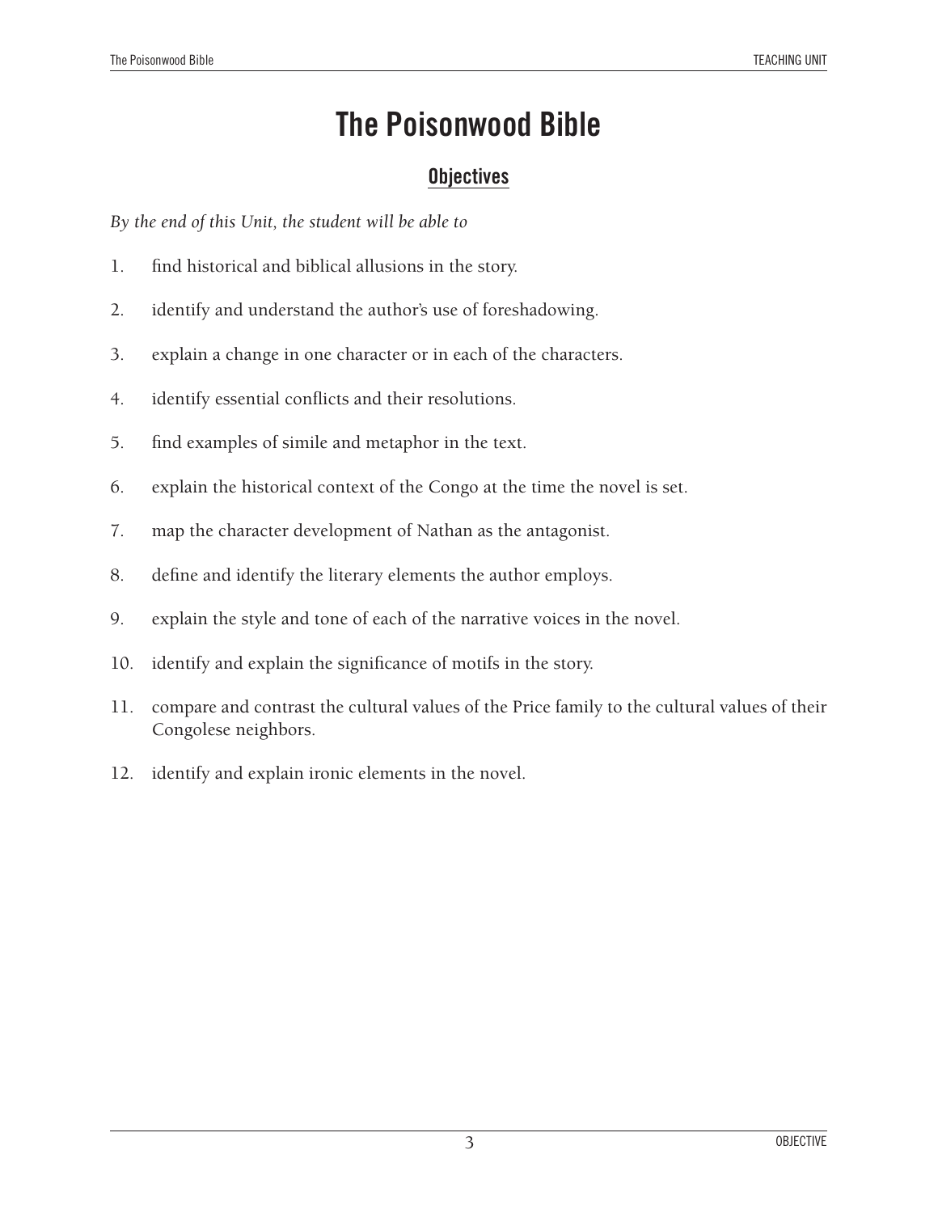# The Poisonwood Bible

## Objectives

*By the end of this Unit, the student will be able to*

1. find historical and biblical allusions in the story.
2. identify and understand the author's use of foreshadowing.
3. explain a change in one character or in each of the characters.
4. identify essential conflicts and their resolutions.
5. find examples of simile and metaphor in the text.
6. explain the historical context of the Congo at the time the novel is set.
7. map the character development of Nathan as the antagonist.
8. define and identify the literary elements the author employs.
9. explain the style and tone of each of the narrative voices in the novel.
10. identify and explain the significance of motifs in the story.
11. compare and contrast the cultural values of the Price family to the cultural values of their Congolese neighbors.
12. identify and explain ironic elements in the novel.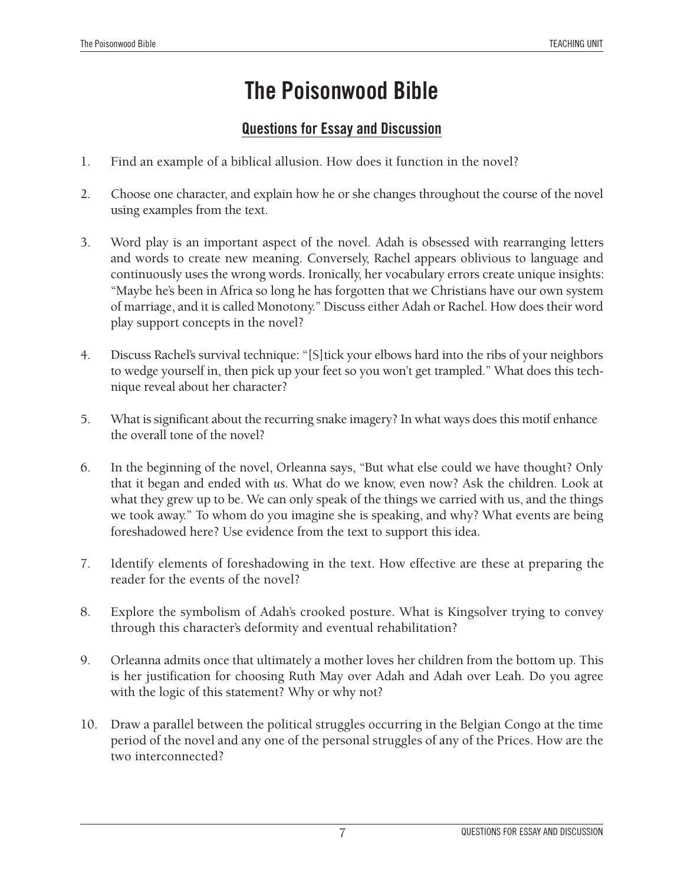# The Poisonwood Bible

## Questions for Essay and Discussion

1. Find an example of a biblical allusion. How does it function in the novel?

2. Choose one character, and explain how he or she changes throughout the course of the novel using examples from the text.

3. Word play is an important aspect of the novel. Adah is obsessed with rearranging letters and words to create new meaning. Conversely, Rachel appears oblivious to language and continuously uses the wrong words. Ironically, her vocabulary errors create unique insights: "Maybe he's been in Africa so long he has forgotten that we Christians have our own system of marriage, and it is called Monotony." Discuss either Adah or Rachel. How does their word play support concepts in the novel?

4. Discuss Rachel's survival technique: "[S]tick your elbows hard into the ribs of your neighbors to wedge yourself in, then pick up your feet so you won't get trampled." What does this technique reveal about her character?

5. What is significant about the recurring snake imagery? In what ways does this motif enhance the overall tone of the novel?

6. In the beginning of the novel, Orleanna says, "But what else could we have thought? Only that it began and ended with *us*. What do we know, even now? Ask the children. Look at what they grew up to be. We can only speak of the things we carried with us, and the things we took away." To whom do you imagine she is speaking, and why? What events are being foreshadowed here? Use evidence from the text to support this idea.

7. Identify elements of foreshadowing in the text. How effective are these at preparing the reader for the events of the novel?

8. Explore the symbolism of Adah's crooked posture. What is Kingsolver trying to convey through this character's deformity and eventual rehabilitation?

9. Orleanna admits once that ultimately a mother loves her children from the bottom up. This is her justification for choosing Ruth May over Adah and Adah over Leah. Do you agree with the logic of this statement? Why or why not?

10. Draw a parallel between the political struggles occurring in the Belgian Congo at the time period of the novel and any one of the personal struggles of any of the Prices. How are the two interconnected?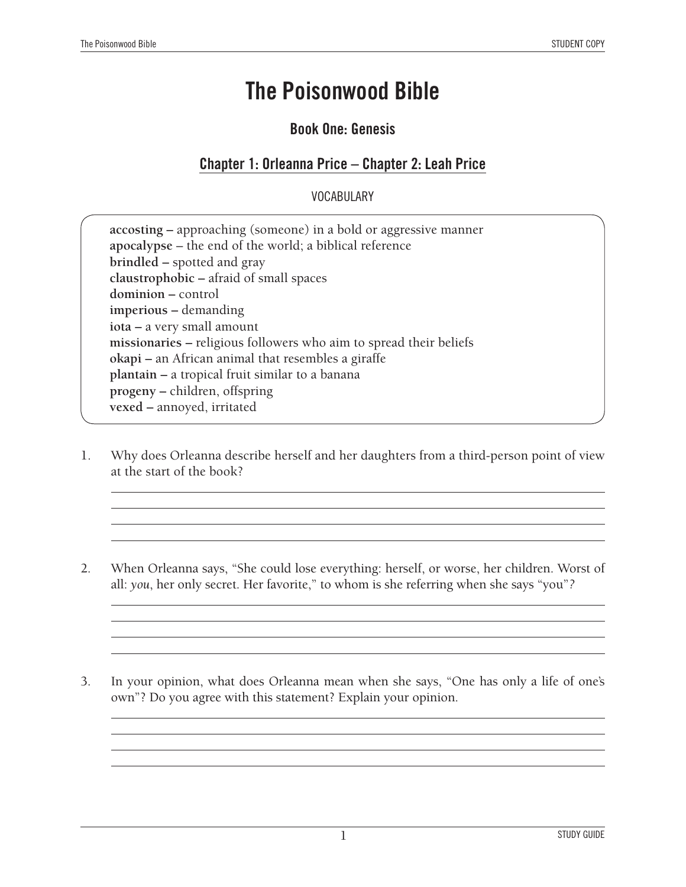# The Poisonwood Bible

## Book One: Genesis

### Chapter 1: Orleanna Price – Chapter 2: Leah Price

VOCABULARY

**accosting –** approaching (someone) in a bold or aggressive manner
**apocalypse** – the end of the world; a biblical reference
**brindled –** spotted and gray
**claustrophobic –** afraid of small spaces
**dominion –** control
**imperious –** demanding
**iota –** a very small amount
**missionaries –** religious followers who aim to spread their beliefs
**okapi –** an African animal that resembles a giraffe
**plantain –** a tropical fruit similar to a banana
**progeny –** children, offspring
**vexed –** annoyed, irritated

1. Why does Orleanna describe herself and her daughters from a third-person point of view at the start of the book?

2. When Orleanna says, "She could lose everything: herself, or worse, her children. Worst of all: *you*, her only secret. Her favorite," to whom is she referring when she says "you"?

3. In your opinion, what does Orleanna mean when she says, "One has only a life of one's own"? Do you agree with this statement? Explain your opinion.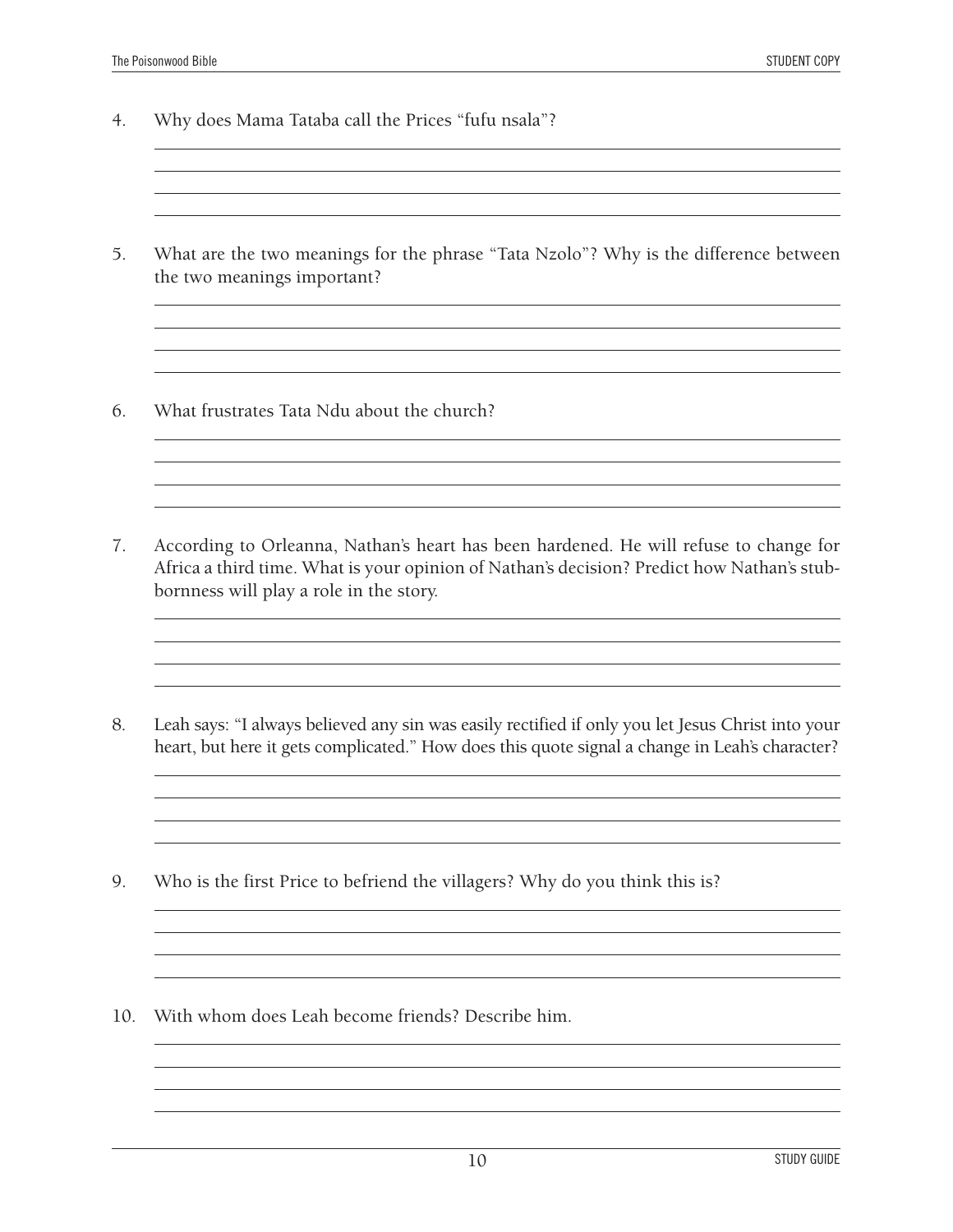4. Why does Mama Tataba call the Prices "fufu nsala"?

5. What are the two meanings for the phrase "Tata Nzolo"? Why is the difference between the two meanings important?

6. What frustrates Tata Ndu about the church?

7. According to Orleanna, Nathan's heart has been hardened. He will refuse to change for Africa a third time. What is your opinion of Nathan's decision? Predict how Nathan's stubbornness will play a role in the story.

8. Leah says: "I always believed any sin was easily rectified if only you let Jesus Christ into your heart, but here it gets complicated." How does this quote signal a change in Leah's character?

9. Who is the first Price to befriend the villagers? Why do you think this is?

10. With whom does Leah become friends? Describe him.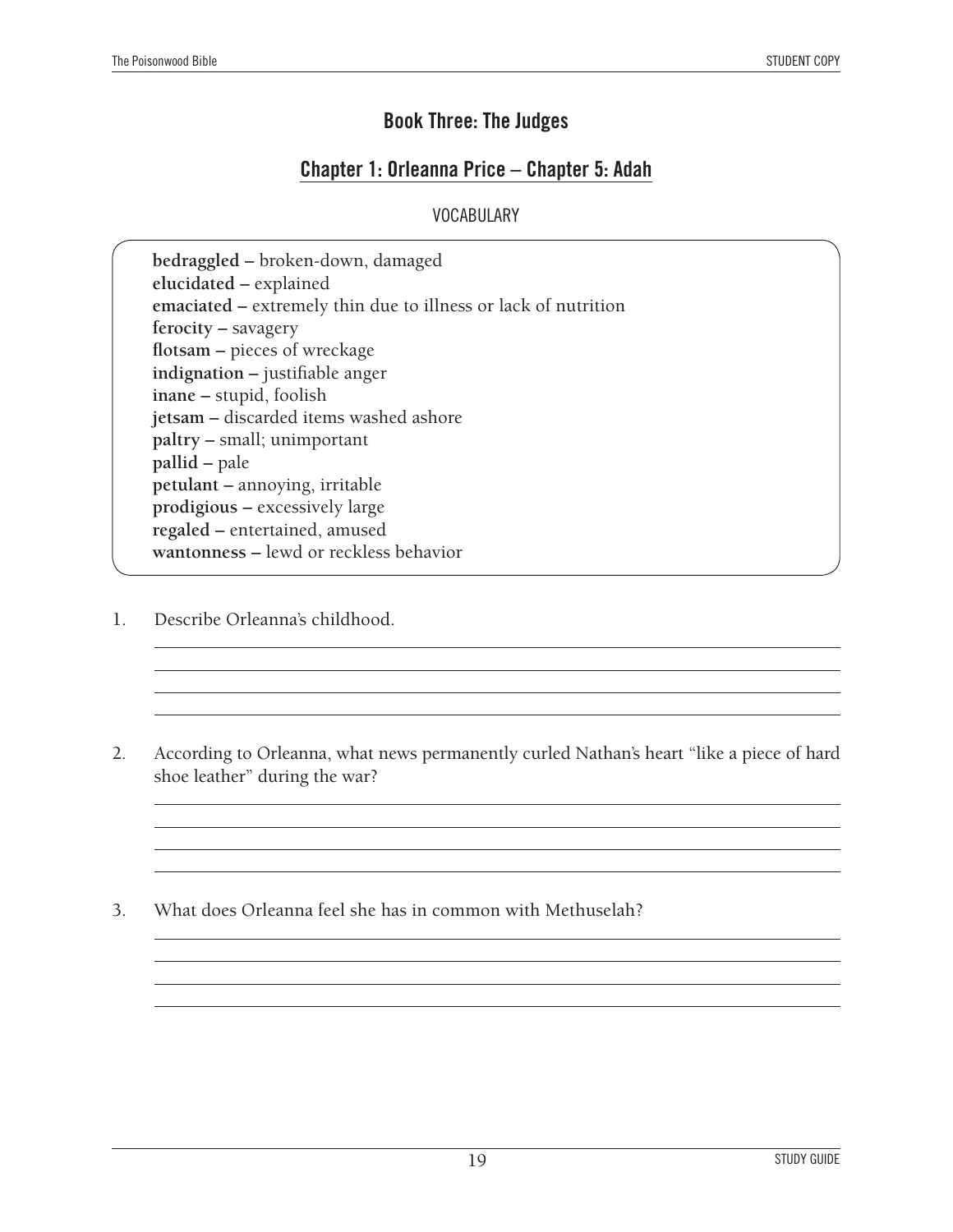## Book Three: The Judges

## Chapter 1: Orleanna Price – Chapter 5: Adah

VOCABULARY

**bedraggled –** broken-down, damaged
**elucidated –** explained
**emaciated –** extremely thin due to illness or lack of nutrition
**ferocity –** savagery
**flotsam –** pieces of wreckage
**indignation –** justifiable anger
**inane –** stupid, foolish
**jetsam –** discarded items washed ashore
**paltry –** small; unimportant
**pallid –** pale
**petulant –** annoying, irritable
**prodigious –** excessively large
**regaled –** entertained, amused
**wantonness –** lewd or reckless behavior

1. Describe Orleanna's childhood.

2. According to Orleanna, what news permanently curled Nathan's heart "like a piece of hard shoe leather" during the war?

3. What does Orleanna feel she has in common with Methuselah?